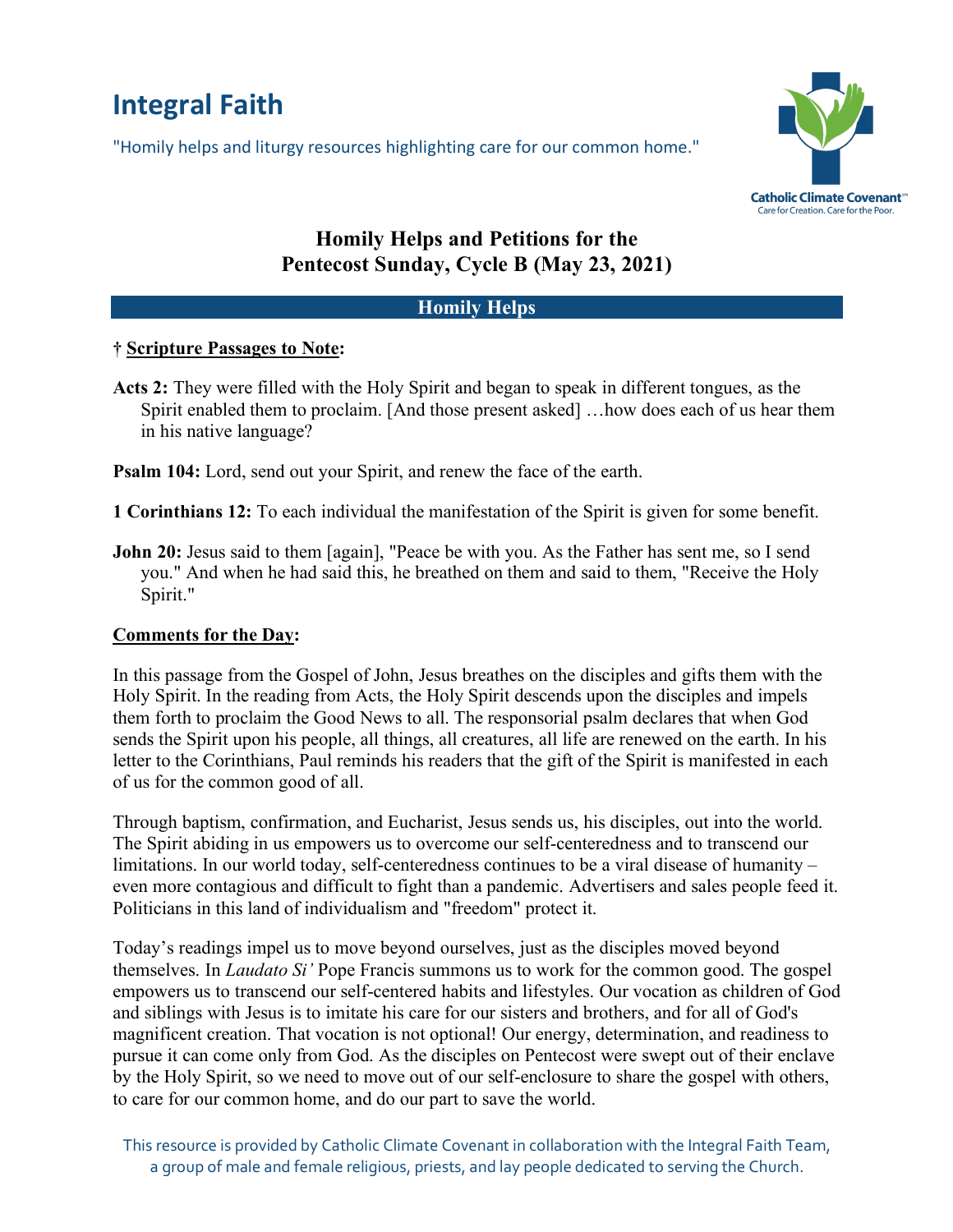# Integral Faith

"Homily helps and liturgy resources highlighting care for our common home."

Catholic Climate Covenant
Care for Creation. Care for the Poor.

## Homily Helps and Petitions for the Pentecost Sunday, Cycle B (May 23, 2021)

### Homily Helps

**† Scripture Passages to Note:**

**Acts 2:** They were filled with the Holy Spirit and began to speak in different tongues, as the Spirit enabled them to proclaim. [And those present asked] …how does each of us hear them in his native language?

**Psalm 104:** Lord, send out your Spirit, and renew the face of the earth.

**1 Corinthians 12:** To each individual the manifestation of the Spirit is given for some benefit.

**John 20:** Jesus said to them [again], "Peace be with you. As the Father has sent me, so I send you." And when he had said this, he breathed on them and said to them, "Receive the Holy Spirit."

**Comments for the Day:**

In this passage from the Gospel of John, Jesus breathes on the disciples and gifts them with the Holy Spirit. In the reading from Acts, the Holy Spirit descends upon the disciples and impels them forth to proclaim the Good News to all. The responsorial psalm declares that when God sends the Spirit upon his people, all things, all creatures, all life are renewed on the earth. In his letter to the Corinthians, Paul reminds his readers that the gift of the Spirit is manifested in each of us for the common good of all.

Through baptism, confirmation, and Eucharist, Jesus sends us, his disciples, out into the world. The Spirit abiding in us empowers us to overcome our self-centeredness and to transcend our limitations. In our world today, self-centeredness continues to be a viral disease of humanity – even more contagious and difficult to fight than a pandemic. Advertisers and sales people feed it. Politicians in this land of individualism and "freedom" protect it.

Today's readings impel us to move beyond ourselves, just as the disciples moved beyond themselves. In *Laudato Si'* Pope Francis summons us to work for the common good. The gospel empowers us to transcend our self-centered habits and lifestyles. Our vocation as children of God and siblings with Jesus is to imitate his care for our sisters and brothers, and for all of God's magnificent creation. That vocation is not optional! Our energy, determination, and readiness to pursue it can come only from God. As the disciples on Pentecost were swept out of their enclave by the Holy Spirit, so we need to move out of our self-enclosure to share the gospel with others, to care for our common home, and do our part to save the world.

This resource is provided by Catholic Climate Covenant in collaboration with the Integral Faith Team, a group of male and female religious, priests, and lay people dedicated to serving the Church.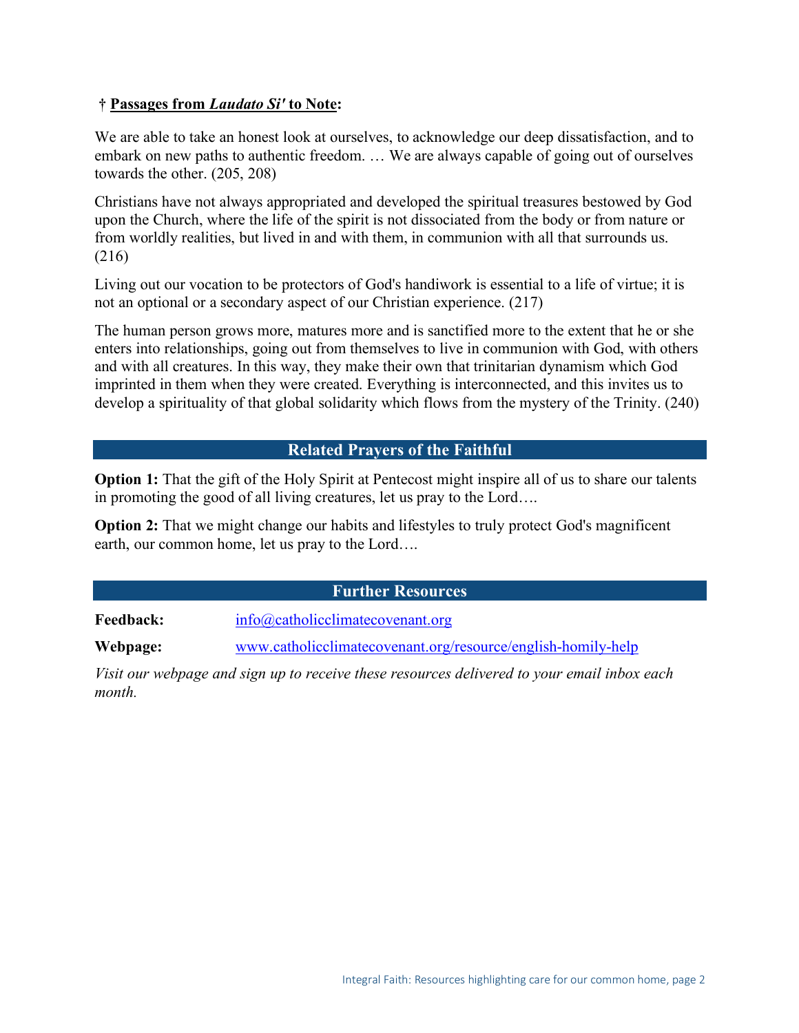### † **Passages from *Laudato Si'* to Note:**

We are able to take an honest look at ourselves, to acknowledge our deep dissatisfaction, and to embark on new paths to authentic freedom. … We are always capable of going out of ourselves towards the other. (205, 208)

Christians have not always appropriated and developed the spiritual treasures bestowed by God upon the Church, where the life of the spirit is not dissociated from the body or from nature or from worldly realities, but lived in and with them, in communion with all that surrounds us. (216)

Living out our vocation to be protectors of God's handiwork is essential to a life of virtue; it is not an optional or a secondary aspect of our Christian experience. (217)

The human person grows more, matures more and is sanctified more to the extent that he or she enters into relationships, going out from themselves to live in communion with God, with others and with all creatures. In this way, they make their own that trinitarian dynamism which God imprinted in them when they were created. Everything is interconnected, and this invites us to develop a spirituality of that global solidarity which flows from the mystery of the Trinity. (240)

## Related Prayers of the Faithful

**Option 1:** That the gift of the Holy Spirit at Pentecost might inspire all of us to share our talents in promoting the good of all living creatures, let us pray to the Lord….

**Option 2:** That we might change our habits and lifestyles to truly protect God's magnificent earth, our common home, let us pray to the Lord….

## Further Resources

**Feedback:** info@catholicclimatecovenant.org

**Webpage:** www.catholicclimatecovenant.org/resource/english-homily-help

*Visit our webpage and sign up to receive these resources delivered to your email inbox each month.*